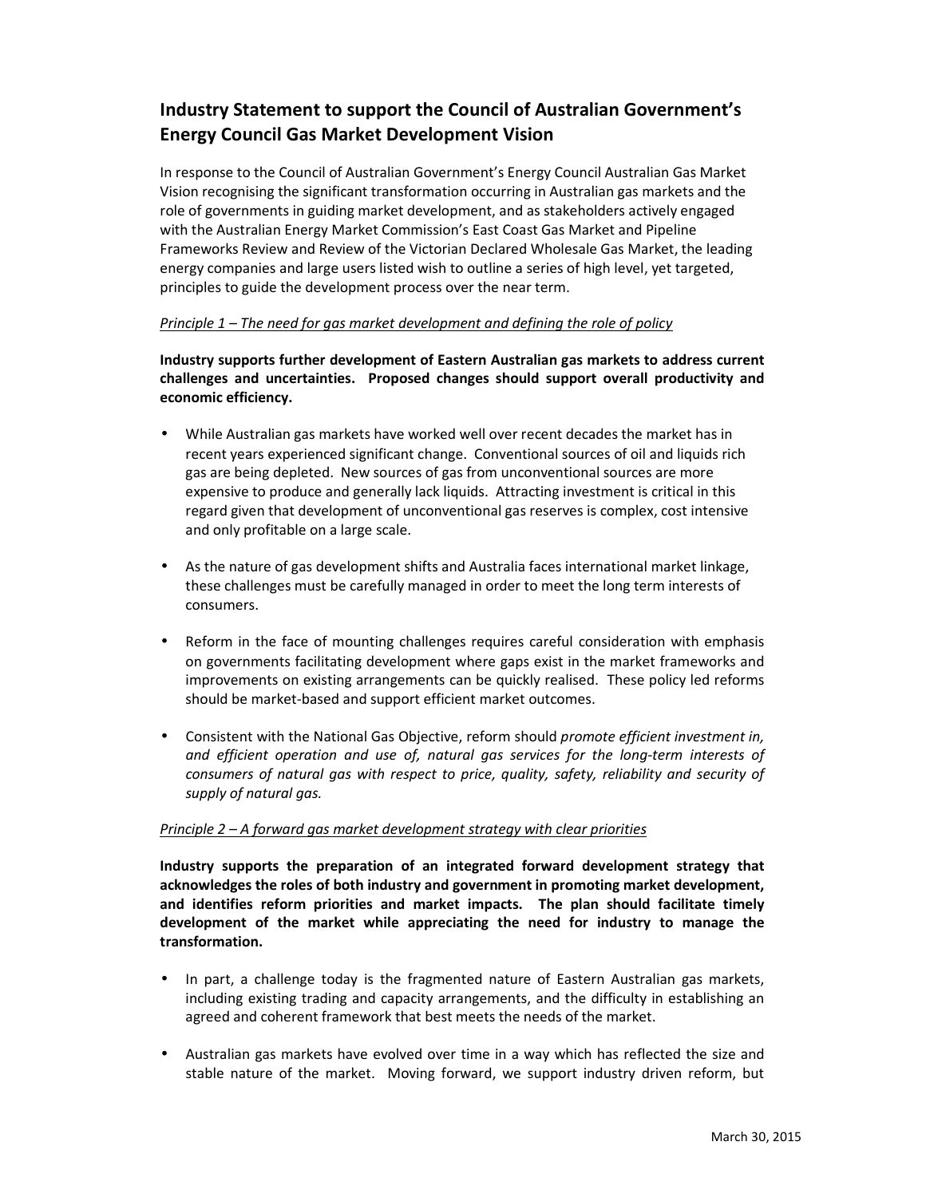# Industry Statement to support the Council of Australian Government's Energy Council Gas Market Development Vision

In response to the Council of Australian Government's Energy Council Australian Gas Market Vision recognising the significant transformation occurring in Australian gas markets and the role of governments in guiding market development, and as stakeholders actively engaged with the Australian Energy Market Commission's East Coast Gas Market and Pipeline Frameworks Review and Review of the Victorian Declared Wholesale Gas Market, the leading energy companies and large users listed wish to outline a series of high level, yet targeted, principles to guide the development process over the near term.

*Principle 1 – The need for gas market development and defining the role of policy*

**Industry supports further development of Eastern Australian gas markets to address current challenges and uncertainties. Proposed changes should support overall productivity and economic efficiency.**

- While Australian gas markets have worked well over recent decades the market has in recent years experienced significant change. Conventional sources of oil and liquids rich gas are being depleted. New sources of gas from unconventional sources are more expensive to produce and generally lack liquids. Attracting investment is critical in this regard given that development of unconventional gas reserves is complex, cost intensive and only profitable on a large scale.

- As the nature of gas development shifts and Australia faces international market linkage, these challenges must be carefully managed in order to meet the long term interests of consumers.

- Reform in the face of mounting challenges requires careful consideration with emphasis on governments facilitating development where gaps exist in the market frameworks and improvements on existing arrangements can be quickly realised. These policy led reforms should be market-based and support efficient market outcomes.

- Consistent with the National Gas Objective, reform should *promote efficient investment in, and efficient operation and use of, natural gas services for the long-term interests of consumers of natural gas with respect to price, quality, safety, reliability and security of supply of natural gas.*

*Principle 2 – A forward gas market development strategy with clear priorities*

**Industry supports the preparation of an integrated forward development strategy that acknowledges the roles of both industry and government in promoting market development, and identifies reform priorities and market impacts. The plan should facilitate timely development of the market while appreciating the need for industry to manage the transformation.**

- In part, a challenge today is the fragmented nature of Eastern Australian gas markets, including existing trading and capacity arrangements, and the difficulty in establishing an agreed and coherent framework that best meets the needs of the market.

- Australian gas markets have evolved over time in a way which has reflected the size and stable nature of the market. Moving forward, we support industry driven reform, but

March 30, 2015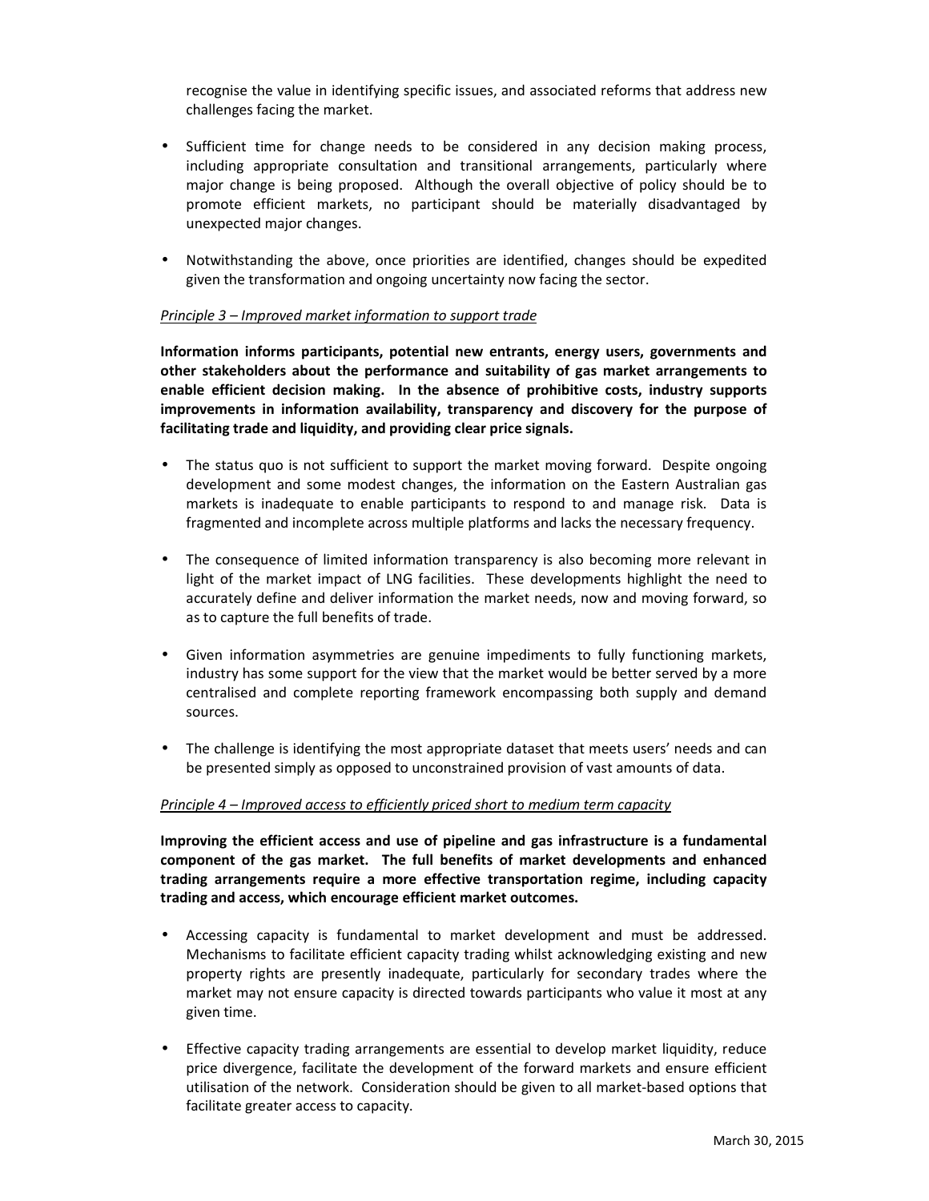recognise the value in identifying specific issues, and associated reforms that address new challenges facing the market.

- Sufficient time for change needs to be considered in any decision making process, including appropriate consultation and transitional arrangements, particularly where major change is being proposed. Although the overall objective of policy should be to promote efficient markets, no participant should be materially disadvantaged by unexpected major changes.

- Notwithstanding the above, once priorities are identified, changes should be expedited given the transformation and ongoing uncertainty now facing the sector.

<u>*Principle 3 – Improved market information to support trade*</u>

**Information informs participants, potential new entrants, energy users, governments and other stakeholders about the performance and suitability of gas market arrangements to enable efficient decision making. In the absence of prohibitive costs, industry supports improvements in information availability, transparency and discovery for the purpose of facilitating trade and liquidity, and providing clear price signals.**

- The status quo is not sufficient to support the market moving forward. Despite ongoing development and some modest changes, the information on the Eastern Australian gas markets is inadequate to enable participants to respond to and manage risk. Data is fragmented and incomplete across multiple platforms and lacks the necessary frequency.

- The consequence of limited information transparency is also becoming more relevant in light of the market impact of LNG facilities. These developments highlight the need to accurately define and deliver information the market needs, now and moving forward, so as to capture the full benefits of trade.

- Given information asymmetries are genuine impediments to fully functioning markets, industry has some support for the view that the market would be better served by a more centralised and complete reporting framework encompassing both supply and demand sources.

- The challenge is identifying the most appropriate dataset that meets users' needs and can be presented simply as opposed to unconstrained provision of vast amounts of data.

<u>*Principle 4 – Improved access to efficiently priced short to medium term capacity*</u>

**Improving the efficient access and use of pipeline and gas infrastructure is a fundamental component of the gas market. The full benefits of market developments and enhanced trading arrangements require a more effective transportation regime, including capacity trading and access, which encourage efficient market outcomes.**

- Accessing capacity is fundamental to market development and must be addressed. Mechanisms to facilitate efficient capacity trading whilst acknowledging existing and new property rights are presently inadequate, particularly for secondary trades where the market may not ensure capacity is directed towards participants who value it most at any given time.

- Effective capacity trading arrangements are essential to develop market liquidity, reduce price divergence, facilitate the development of the forward markets and ensure efficient utilisation of the network. Consideration should be given to all market-based options that facilitate greater access to capacity.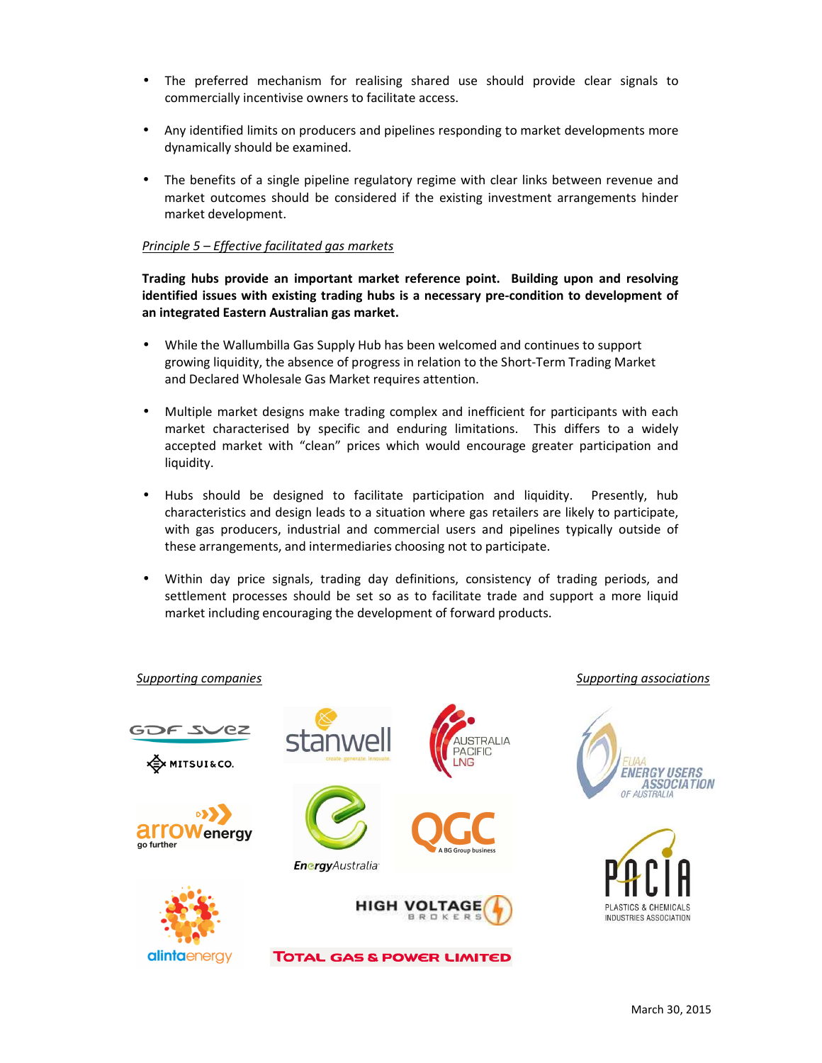- The preferred mechanism for realising shared use should provide clear signals to commercially incentivise owners to facilitate access.
- Any identified limits on producers and pipelines responding to market developments more dynamically should be examined.
- The benefits of a single pipeline regulatory regime with clear links between revenue and market outcomes should be considered if the existing investment arrangements hinder market development.

*Principle 5 – Effective facilitated gas markets*

**Trading hubs provide an important market reference point. Building upon and resolving identified issues with existing trading hubs is a necessary pre-condition to development of an integrated Eastern Australian gas market.**

- While the Wallumbilla Gas Supply Hub has been welcomed and continues to support growing liquidity, the absence of progress in relation to the Short-Term Trading Market and Declared Wholesale Gas Market requires attention.
- Multiple market designs make trading complex and inefficient for participants with each market characterised by specific and enduring limitations. This differs to a widely accepted market with "clean" prices which would encourage greater participation and liquidity.
- Hubs should be designed to facilitate participation and liquidity. Presently, hub characteristics and design leads to a situation where gas retailers are likely to participate, with gas producers, industrial and commercial users and pipelines typically outside of these arrangements, and intermediaries choosing not to participate.
- Within day price signals, trading day definitions, consistency of trading periods, and settlement processes should be set so as to facilitate trade and support a more liquid market including encouraging the development of forward products.

*Supporting companies*

GDF SUEZ
MITSUI & CO.
arrow energy go further
alinta energy
stanwell create. generate. innovate.
EnergyAustralia
HIGH VOLTAGE BROKERS
TOTAL GAS & POWER LIMITED
AUSTRALIA PACIFIC LNG
QGC A BG Group business

*Supporting associations*

EUAA ENERGY USERS ASSOCIATION OF AUSTRALIA
PACIA PLASTICS & CHEMICALS INDUSTRIES ASSOCIATION

March 30, 2015